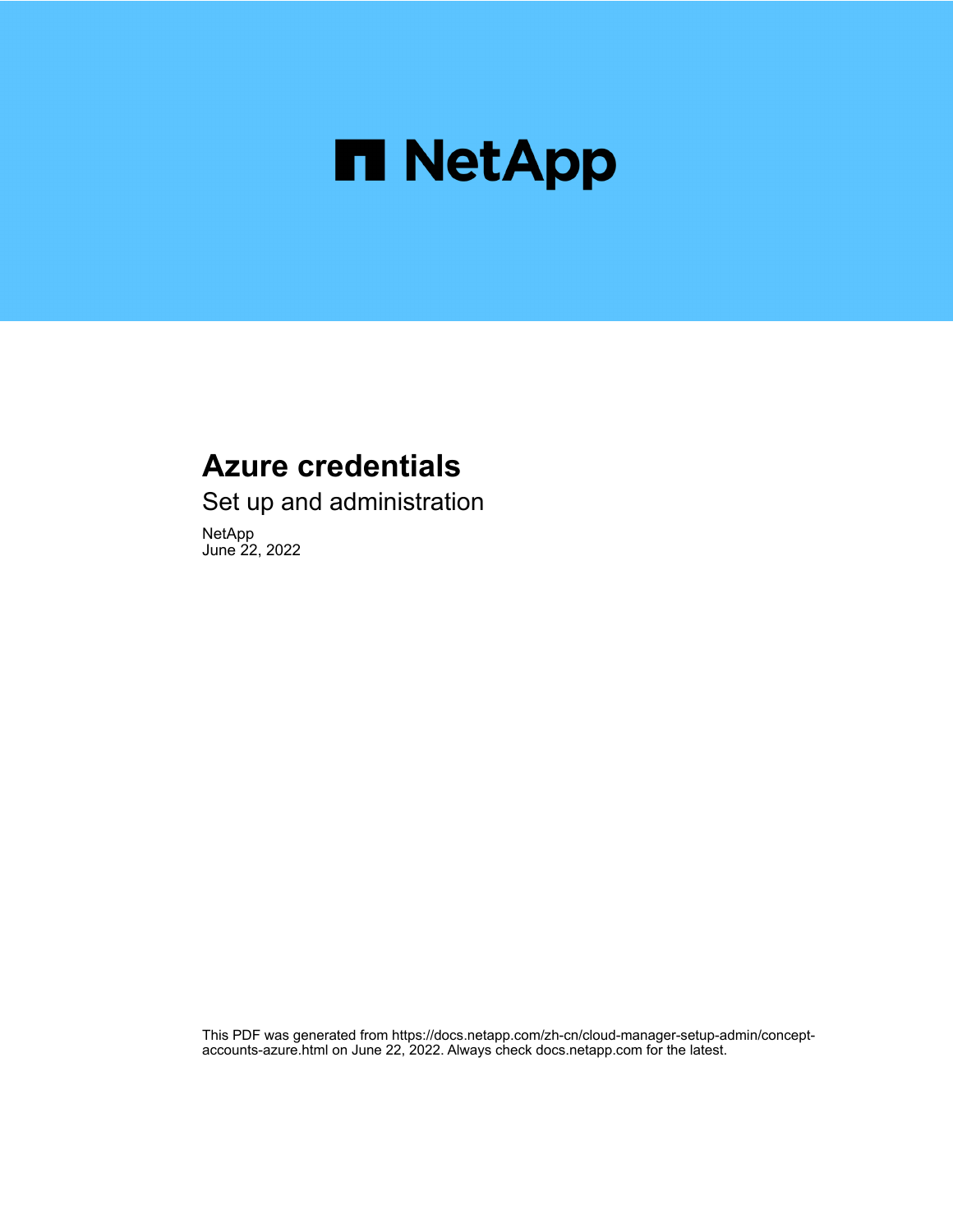# Azure credentials

Set up and administration

NetApp
June 22, 2022

This PDF was generated from https://docs.netapp.com/zh-cn/cloud-manager-setup-admin/concept-accounts-azure.html on June 22, 2022. Always check docs.netapp.com for the latest.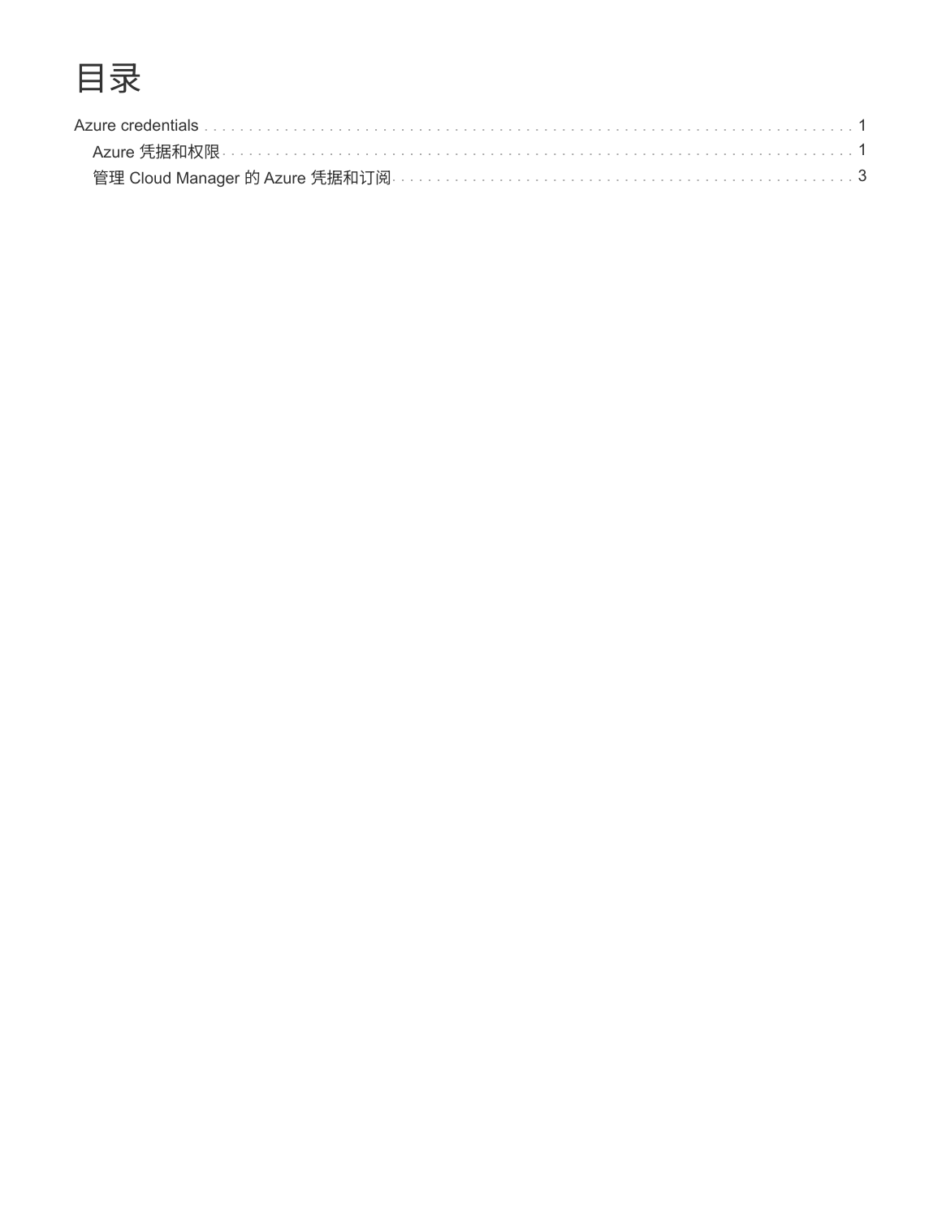# 目录

- Azure credentials . . . . . . . . . . . . . . . . . . . . . . . . . . . . . . . . . . . . . . . . . . . . . . . . . . . . . . . . . . . . . . . . . . . . . 1
  - Azure 凭据和权限 . . . . . . . . . . . . . . . . . . . . . . . . . . . . . . . . . . . . . . . . . . . . . . . . . . . . . . . . . . . . . . . . . . . . 1
  - 管理 Cloud Manager 的 Azure 凭据和订阅 . . . . . . . . . . . . . . . . . . . . . . . . . . . . . . . . . . . . . . . . . . . . . . . . . 3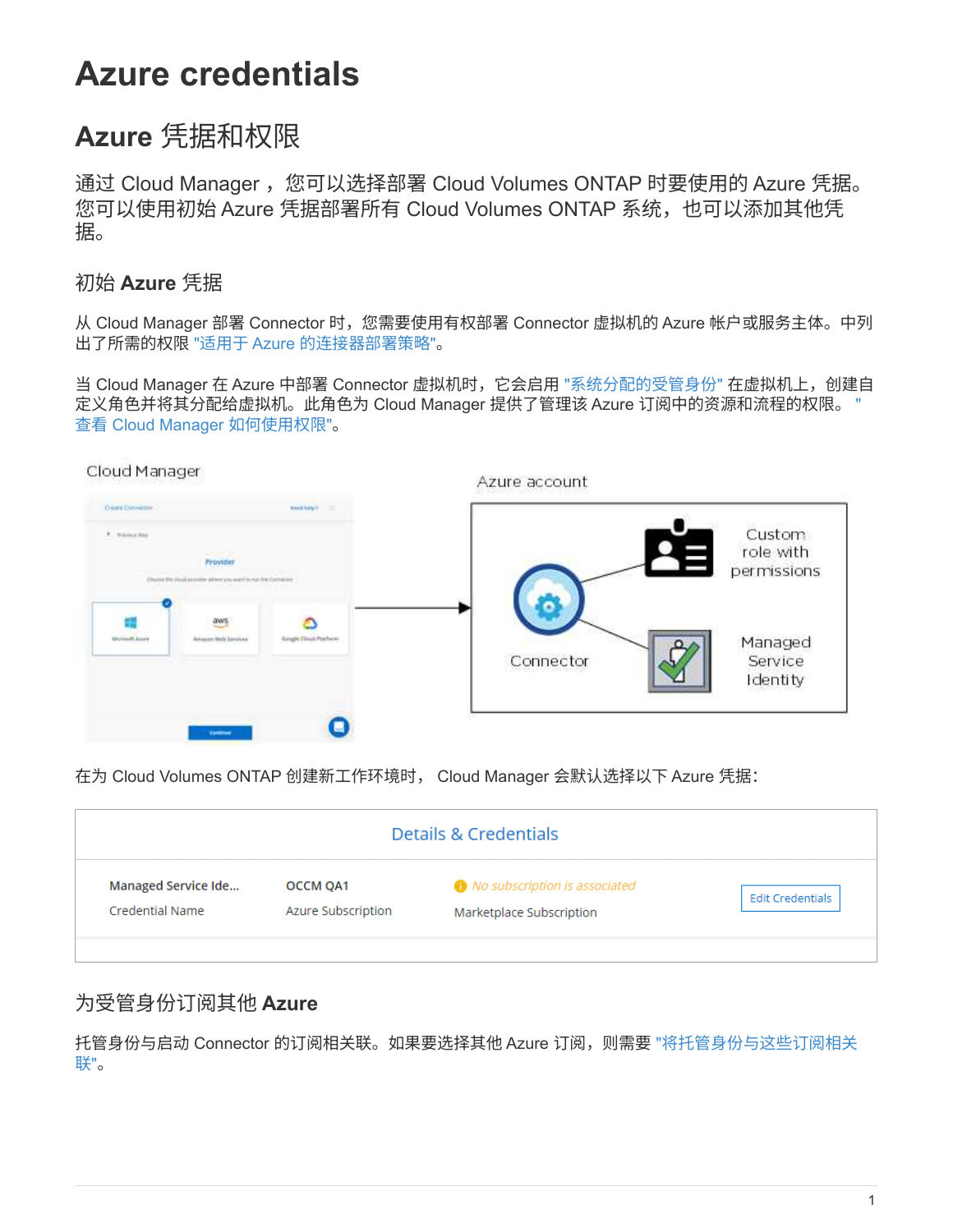# Azure credentials

## Azure 凭据和权限

通过 Cloud Manager ，您可以选择部署 Cloud Volumes ONTAP 时要使用的 Azure 凭据。您可以使用初始 Azure 凭据部署所有 Cloud Volumes ONTAP 系统，也可以添加其他凭据。

### 初始 Azure 凭据

从 Cloud Manager 部署 Connector 时，您需要使用有权部署 Connector 虚拟机的 Azure 帐户或服务主体。中列出了所需的权限 "适用于 Azure 的连接器部署策略"。

当 Cloud Manager 在 Azure 中部署 Connector 虚拟机时，它会启用 "系统分配的受管身份" 在虚拟机上，创建自定义角色并将其分配给虚拟机。此角色为 Cloud Manager 提供了管理该 Azure 订阅中的资源和流程的权限。 " 查看 Cloud Manager 如何使用权限"。

在为 Cloud Volumes ONTAP 创建新工作环境时， Cloud Manager 会默认选择以下 Azure 凭据：

### 为受管身份订阅其他 Azure

托管身份与启动 Connector 的订阅相关联。如果要选择其他 Azure 订阅，则需要 "将托管身份与这些订阅相关联"。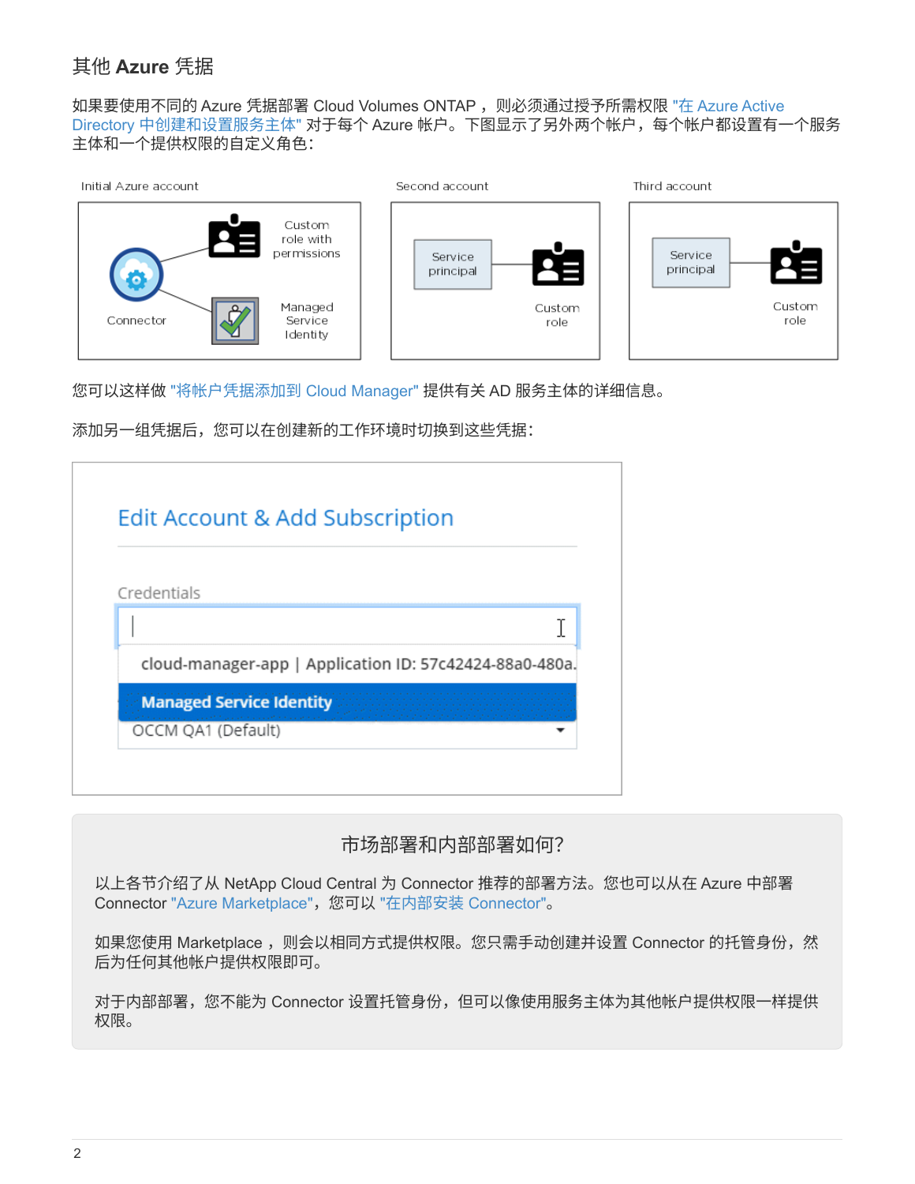## 其他 Azure 凭据

如果要使用不同的 Azure 凭据部署 Cloud Volumes ONTAP ，则必须通过授予所需权限 "在 Azure Active Directory 中创建和设置服务主体" 对于每个 Azure 帐户。下图显示了另外两个帐户，每个帐户都设置有一个服务主体和一个提供权限的自定义角色：

Initial Azure account — Connector — Custom role with permissions — Managed Service Identity

Second account — Service principal — Custom role

Third account — Service principal — Custom role

您可以这样做 "将帐户凭据添加到 Cloud Manager" 提供有关 AD 服务主体的详细信息。

添加另一组凭据后，您可以在创建新的工作环境时切换到这些凭据：

Edit Account & Add Subscription

Credentials

cloud-manager-app | Application ID: 57c42424-88a0-480a.

Managed Service Identity

OCCM QA1 (Default)

### 市场部署和内部部署如何?

以上各节介绍了从 NetApp Cloud Central 为 Connector 推荐的部署方法。您也可以从在 Azure 中部署 Connector "Azure Marketplace"，您可以 "在内部安装 Connector"。

如果您使用 Marketplace ，则会以相同方式提供权限。您只需手动创建并设置 Connector 的托管身份，然后为任何其他帐户提供权限即可。

对于内部部署，您不能为 Connector 设置托管身份，但可以像使用服务主体为其他帐户提供权限一样提供权限。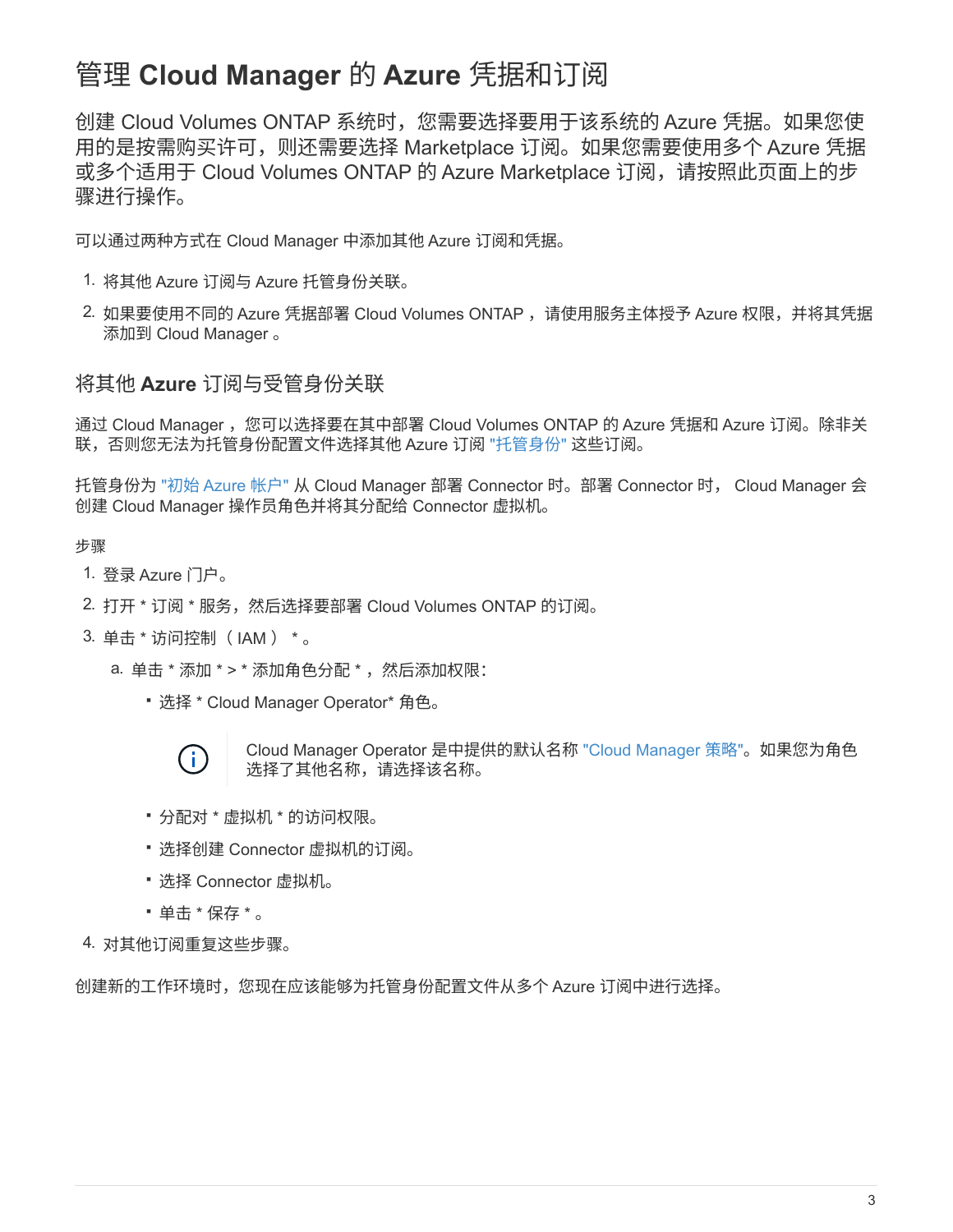# 管理 Cloud Manager 的 Azure 凭据和订阅

创建 Cloud Volumes ONTAP 系统时，您需要选择要用于该系统的 Azure 凭据。如果您使用的是按需购买许可，则还需要选择 Marketplace 订阅。如果您需要使用多个 Azure 凭据或多个适用于 Cloud Volumes ONTAP 的 Azure Marketplace 订阅，请按照此页面上的步骤进行操作。

可以通过两种方式在 Cloud Manager 中添加其他 Azure 订阅和凭据。

1. 将其他 Azure 订阅与 Azure 托管身份关联。
2. 如果要使用不同的 Azure 凭据部署 Cloud Volumes ONTAP ，请使用服务主体授予 Azure 权限，并将其凭据添加到 Cloud Manager 。

## 将其他 Azure 订阅与受管身份关联

通过 Cloud Manager ，您可以选择要在其中部署 Cloud Volumes ONTAP 的 Azure 凭据和 Azure 订阅。除非关联，否则您无法为托管身份配置文件选择其他 Azure 订阅 "托管身份" 这些订阅。

托管身份为 "初始 Azure 帐户" 从 Cloud Manager 部署 Connector 时。部署 Connector 时， Cloud Manager 会创建 Cloud Manager 操作员角色并将其分配给 Connector 虚拟机。

步骤

1. 登录 Azure 门户。
2. 打开 * 订阅 * 服务，然后选择要部署 Cloud Volumes ONTAP 的订阅。
3. 单击 * 访问控制（ IAM ） * 。
   a. 单击 * 添加 * > * 添加角色分配 * ，然后添加权限：
      - 选择 * Cloud Manager Operator* 角色。

        > Cloud Manager Operator 是中提供的默认名称 "Cloud Manager 策略"。如果您为角色选择了其他名称，请选择该名称。

      - 分配对 * 虚拟机 * 的访问权限。
      - 选择创建 Connector 虚拟机的订阅。
      - 选择 Connector 虚拟机。
      - 单击 * 保存 * 。
4. 对其他订阅重复这些步骤。

创建新的工作环境时，您现在应该能够为托管身份配置文件从多个 Azure 订阅中进行选择。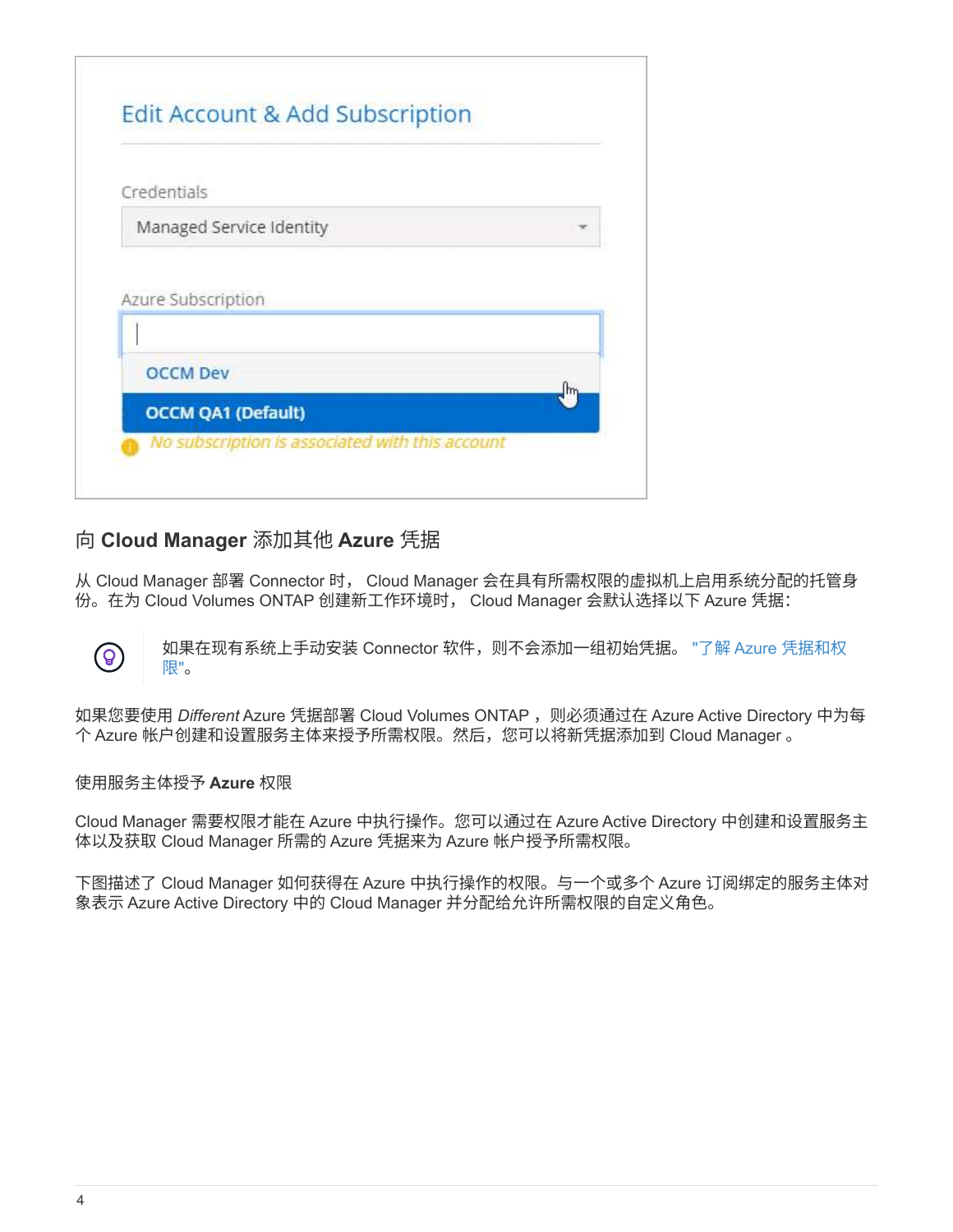## 向 Cloud Manager 添加其他 Azure 凭据

从 Cloud Manager 部署 Connector 时， Cloud Manager 会在具有所需权限的虚拟机上启用系统分配的托管身份。在为 Cloud Volumes ONTAP 创建新工作环境时， Cloud Manager 会默认选择以下 Azure 凭据：

> 如果在现有系统上手动安装 Connector 软件，则不会添加一组初始凭据。 "了解 Azure 凭据和权限"。

如果您要使用 *Different* Azure 凭据部署 Cloud Volumes ONTAP ，则必须通过在 Azure Active Directory 中为每个 Azure 帐户创建和设置服务主体来授予所需权限。然后，您可以将新凭据添加到 Cloud Manager 。

使用服务主体授予 **Azure** 权限

Cloud Manager 需要权限才能在 Azure 中执行操作。您可以通过在 Azure Active Directory 中创建和设置服务主体以及获取 Cloud Manager 所需的 Azure 凭据来为 Azure 帐户授予所需权限。

下图描述了 Cloud Manager 如何获得在 Azure 中执行操作的权限。与一个或多个 Azure 订阅绑定的服务主体对象表示 Azure Active Directory 中的 Cloud Manager 并分配给允许所需权限的自定义角色。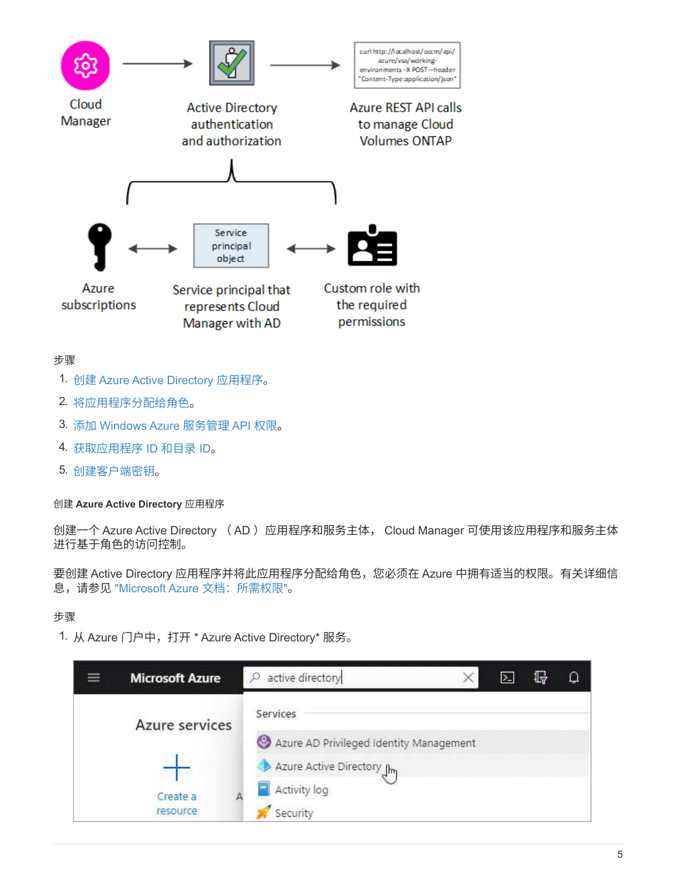步骤

1. 创建 Azure Active Directory 应用程序。
2. 将应用程序分配给角色。
3. 添加 Windows Azure 服务管理 API 权限。
4. 获取应用程序 ID 和目录 ID。
5. 创建客户端密钥。

创建 **Azure Active Directory** 应用程序

创建一个 Azure Active Directory （ AD ）应用程序和服务主体， Cloud Manager 可使用该应用程序和服务主体进行基于角色的访问控制。

要创建 Active Directory 应用程序并将此应用程序分配给角色，您必须在 Azure 中拥有适当的权限。有关详细信息，请参见 "Microsoft Azure 文档：所需权限"。

步骤

1. 从 Azure 门户中，打开 * Azure Active Directory* 服务。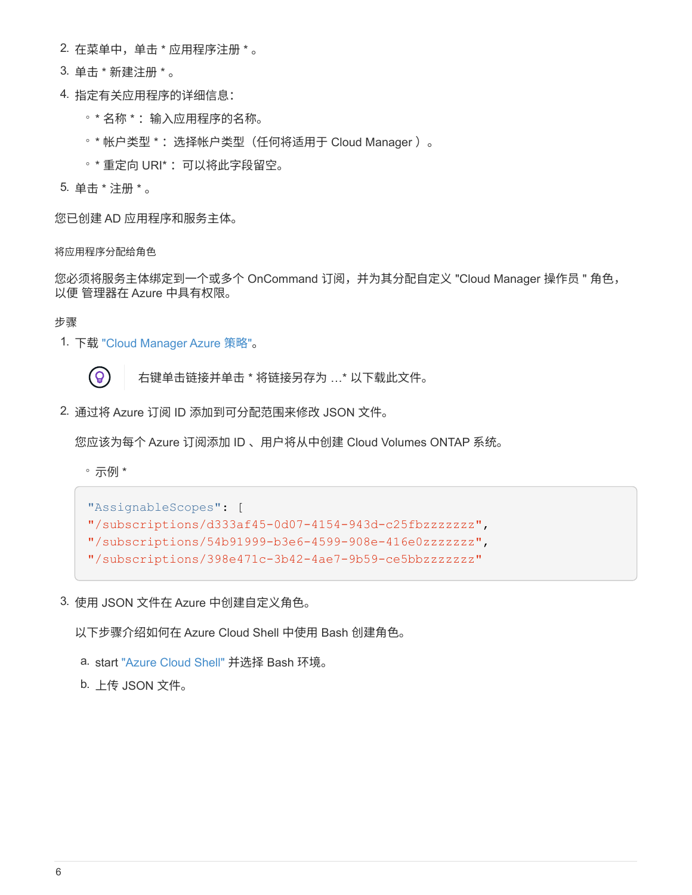2. 在菜单中，单击 * 应用程序注册 * 。
3. 单击 * 新建注册 * 。
4. 指定有关应用程序的详细信息：
   - * 名称 * ： 输入应用程序的名称。
   - * 帐户类型 * ： 选择帐户类型（任何将适用于 Cloud Manager ） 。
   - * 重定向 URI* ： 可以将此字段留空。
5. 单击 * 注册 * 。

您已创建 AD 应用程序和服务主体。

#### 将应用程序分配给角色

您必须将服务主体绑定到一个或多个 OnCommand 订阅，并为其分配自定义 "Cloud Manager 操作员 " 角色，以便 管理器在 Azure 中具有权限。

##### 步骤

1. 下载 "Cloud Manager Azure 策略"。

   右键单击链接并单击 * 将链接另存为 ...* 以下载此文件。

2. 通过将 Azure 订阅 ID 添加到可分配范围来修改 JSON 文件。

   您应该为每个 Azure 订阅添加 ID 、用户将从中创建 Cloud Volumes ONTAP 系统。

   - 示例 *

   ```
   "AssignableScopes": [
   "/subscriptions/d333af45-0d07-4154-943d-c25fbzzzzzzz",
   "/subscriptions/54b91999-b3e6-4599-908e-416e0zzzzzzz",
   "/subscriptions/398e471c-3b42-4ae7-9b59-ce5bbzzzzzzz"
   ```

3. 使用 JSON 文件在 Azure 中创建自定义角色。

   以下步骤介绍如何在 Azure Cloud Shell 中使用 Bash 创建角色。

   a. start "Azure Cloud Shell" 并选择 Bash 环境。

   b. 上传 JSON 文件。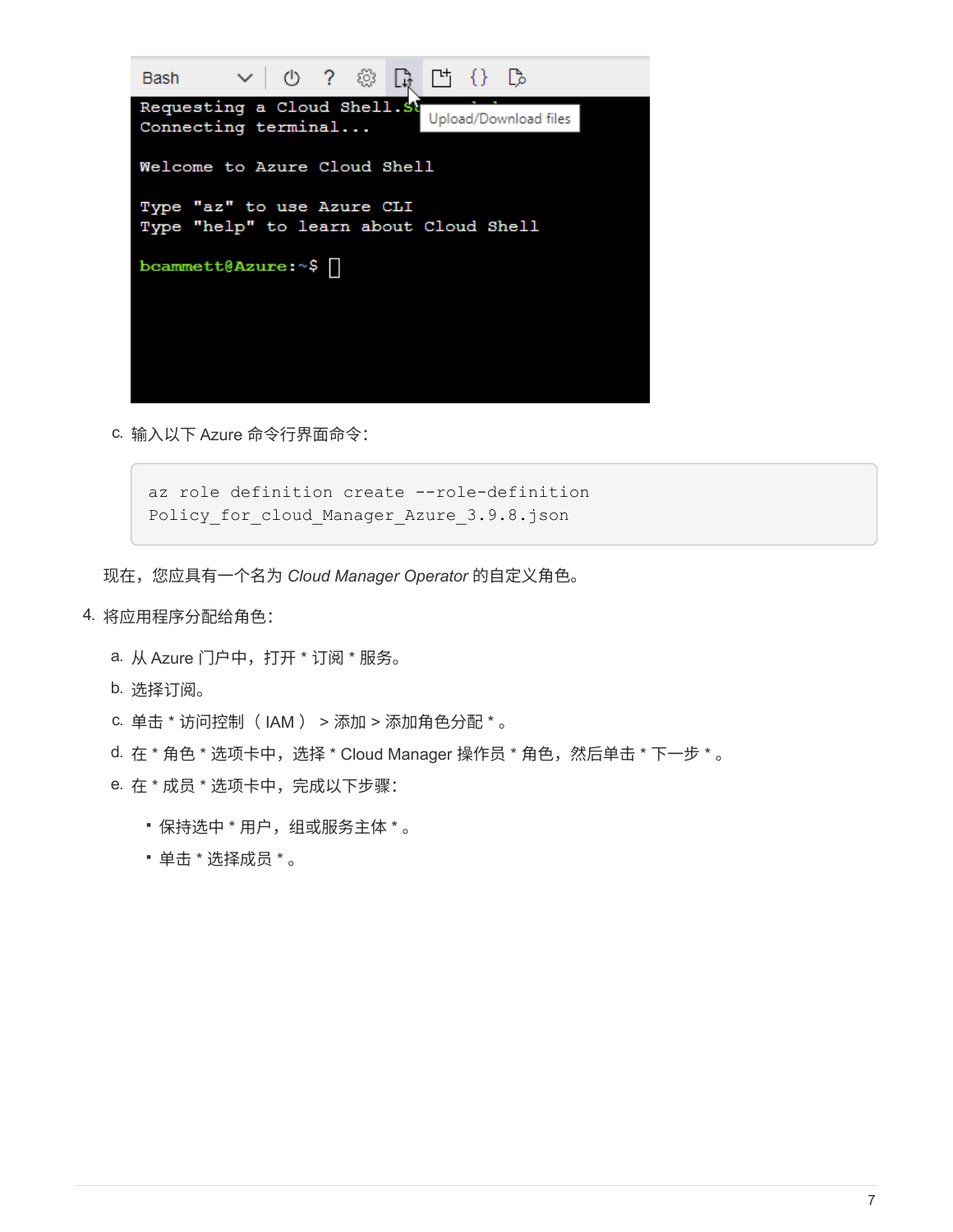c. 输入以下 Azure 命令行界面命令：

```
az role definition create --role-definition
Policy_for_cloud_Manager_Azure_3.9.8.json
```

现在，您应具有一个名为 *Cloud Manager Operator* 的自定义角色。

4. 将应用程序分配给角色：

   a. 从 Azure 门户中，打开 * 订阅 * 服务。

   b. 选择订阅。

   c. 单击 * 访问控制（ IAM ） > 添加 > 添加角色分配 * 。

   d. 在 * 角色 * 选项卡中，选择 * Cloud Manager 操作员 * 角色，然后单击 * 下一步 * 。

   e. 在 * 成员 * 选项卡中，完成以下步骤：

      - 保持选中 * 用户，组或服务主体 * 。
      - 单击 * 选择成员 * 。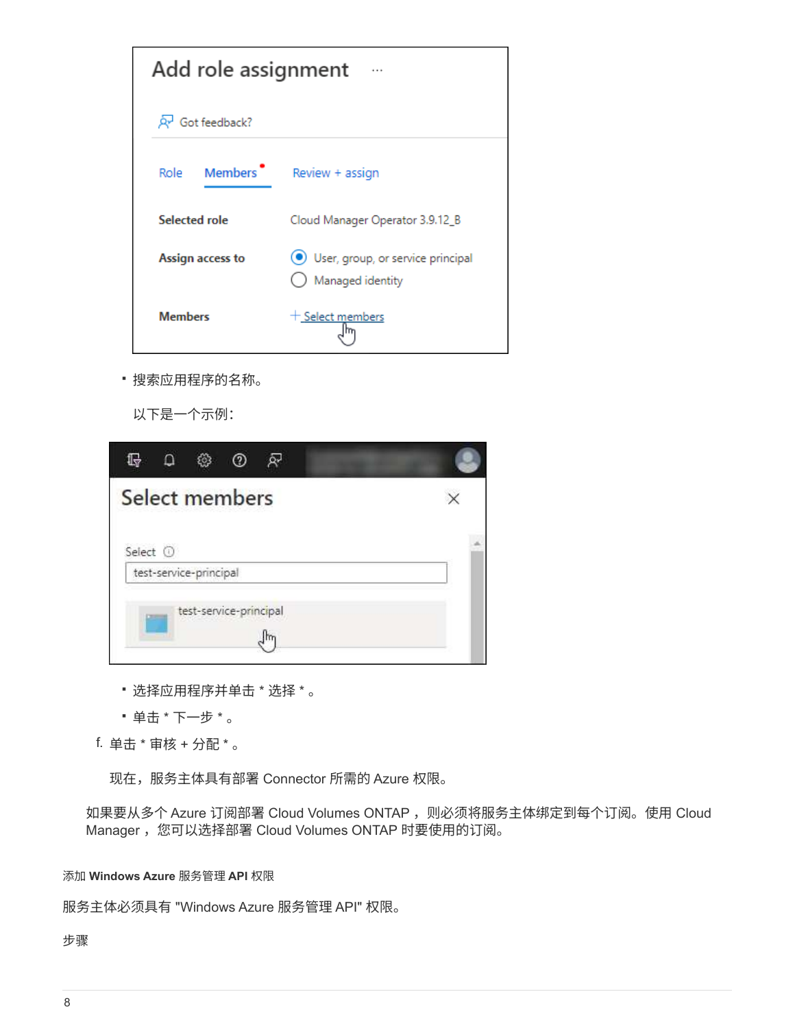- 搜索应用程序的名称。

  以下是一个示例：

- 选择应用程序并单击 * 选择 * 。
- 单击 * 下一步 * 。

f. 单击 * 审核 + 分配 * 。

   现在，服务主体具有部署 Connector 所需的 Azure 权限。

如果要从多个 Azure 订阅部署 Cloud Volumes ONTAP ，则必须将服务主体绑定到每个订阅。使用 Cloud Manager ，您可以选择部署 Cloud Volumes ONTAP 时要使用的订阅。

添加 **Windows Azure** 服务管理 **API** 权限

服务主体必须具有 "Windows Azure 服务管理 API" 权限。

步骤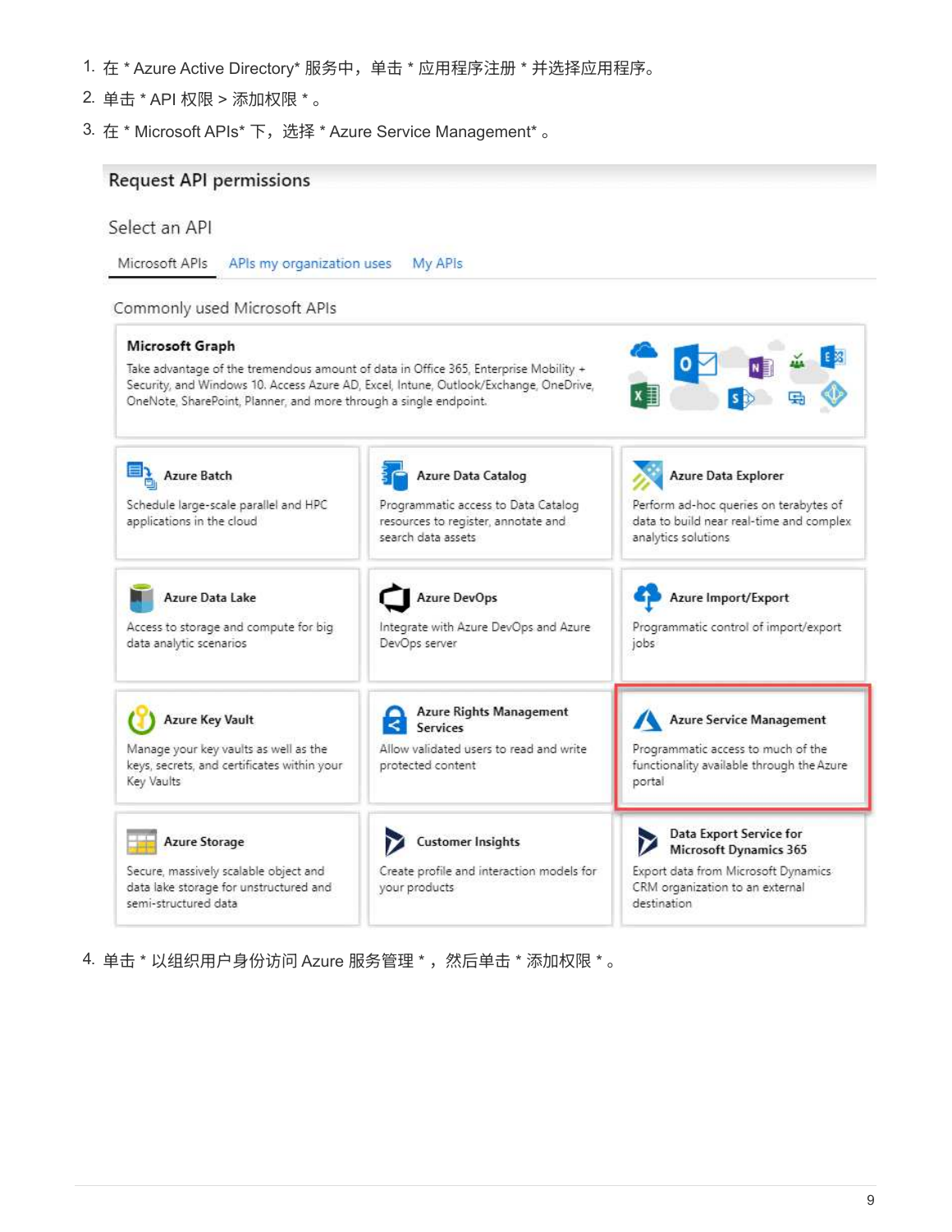1. 在 * Azure Active Directory* 服务中，单击 * 应用程序注册 * 并选择应用程序。
2. 单击 * API 权限 > 添加权限 * 。
3. 在 * Microsoft APIs* 下，选择 * Azure Service Management* 。
4. 单击 * 以组织用户身份访问 Azure 服务管理 * ，然后单击 * 添加权限 * 。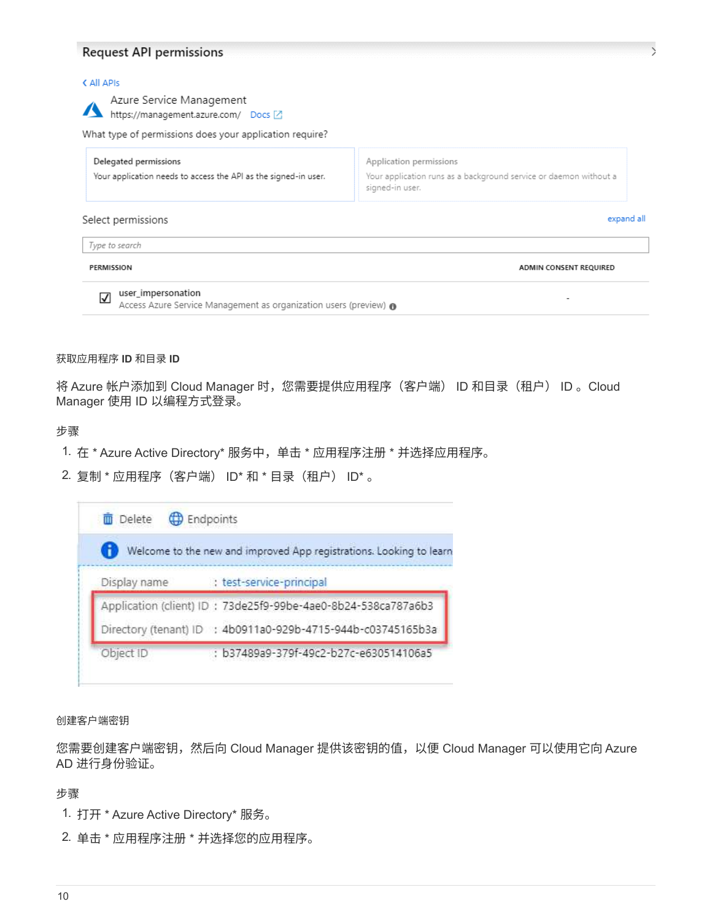获取应用程序 ID 和目录 ID

将 Azure 帐户添加到 Cloud Manager 时，您需要提供应用程序（客户端） ID 和目录（租户） ID 。Cloud Manager 使用 ID 以编程方式登录。

步骤

1. 在 * Azure Active Directory* 服务中，单击 * 应用程序注册 * 并选择应用程序。
2. 复制 * 应用程序（客户端） ID* 和 * 目录（租户） ID* 。

创建客户端密钥

您需要创建客户端密钥，然后向 Cloud Manager 提供该密钥的值，以便 Cloud Manager 可以使用它向 Azure AD 进行身份验证。

步骤

1. 打开 * Azure Active Directory* 服务。
2. 单击 * 应用程序注册 * 并选择您的应用程序。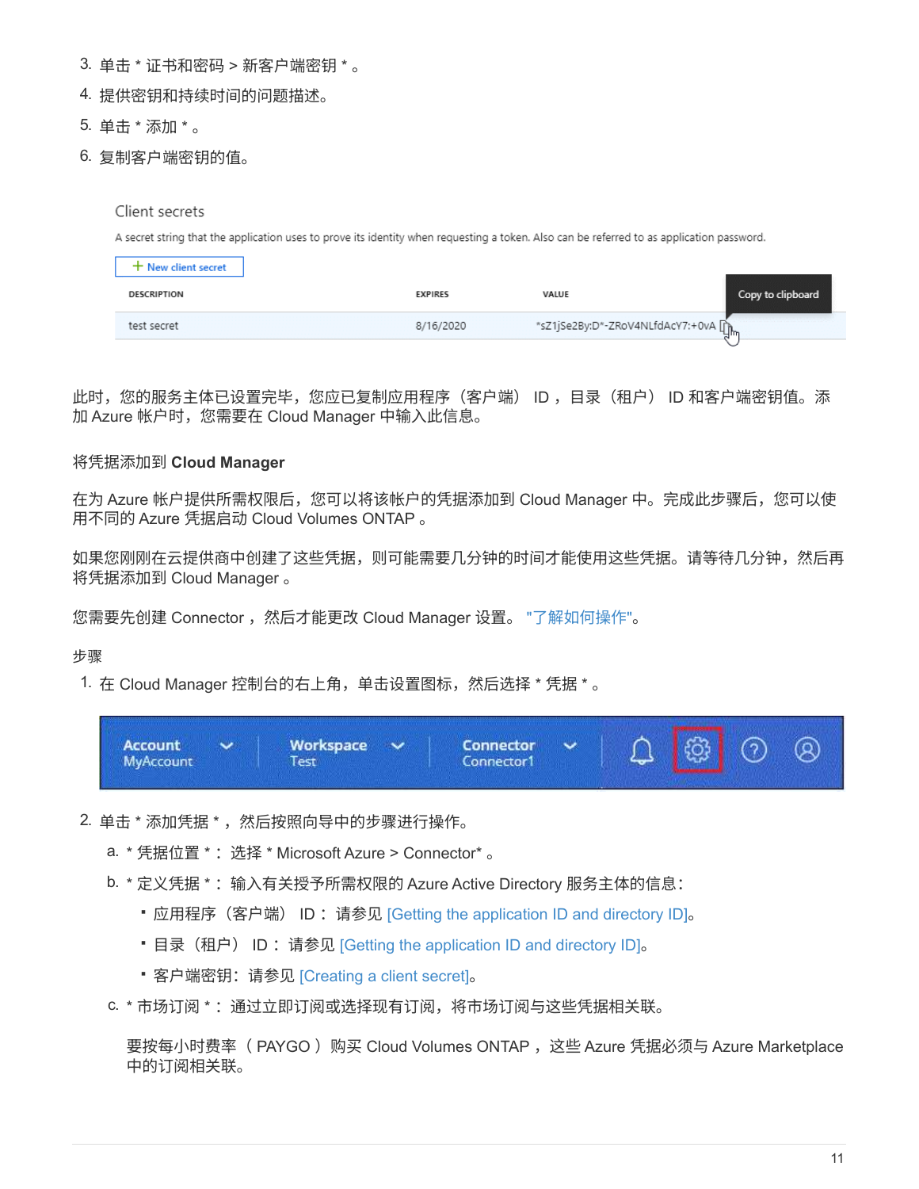3. 单击 * 证书和密码 > 新客户端密钥 * 。
4. 提供密钥和持续时间的问题描述。
5. 单击 * 添加 * 。
6. 复制客户端密钥的值。

此时，您的服务主体已设置完毕，您应已复制应用程序（客户端） ID ，目录（租户） ID 和客户端密钥值。添加 Azure 帐户时，您需要在 Cloud Manager 中输入此信息。

### 将凭据添加到 Cloud Manager

在为 Azure 帐户提供所需权限后，您可以将该帐户的凭据添加到 Cloud Manager 中。完成此步骤后，您可以使用不同的 Azure 凭据启动 Cloud Volumes ONTAP 。

如果您刚刚在云提供商中创建了这些凭据，则可能需要几分钟的时间才能使用这些凭据。请等待几分钟，然后再将凭据添加到 Cloud Manager 。

您需要先创建 Connector ，然后才能更改 Cloud Manager 设置。 "了解如何操作"。

步骤

1. 在 Cloud Manager 控制台的右上角，单击设置图标，然后选择 * 凭据 * 。
2. 单击 * 添加凭据 * ，然后按照向导中的步骤进行操作。
   a. * 凭据位置 * ：选择 * Microsoft Azure > Connector* 。
   b. * 定义凭据 * ：输入有关授予所需权限的 Azure Active Directory 服务主体的信息：
      - 应用程序（客户端） ID ：请参见 [Getting the application ID and directory ID]。
      - 目录（租户） ID ：请参见 [Getting the application ID and directory ID]。
      - 客户端密钥：请参见 [Creating a client secret]。
   c. * 市场订阅 * ：通过立即订阅或选择现有订阅，将市场订阅与这些凭据相关联。

      要按每小时费率（ PAYGO ）购买 Cloud Volumes ONTAP ，这些 Azure 凭据必须与 Azure Marketplace 中的订阅相关联。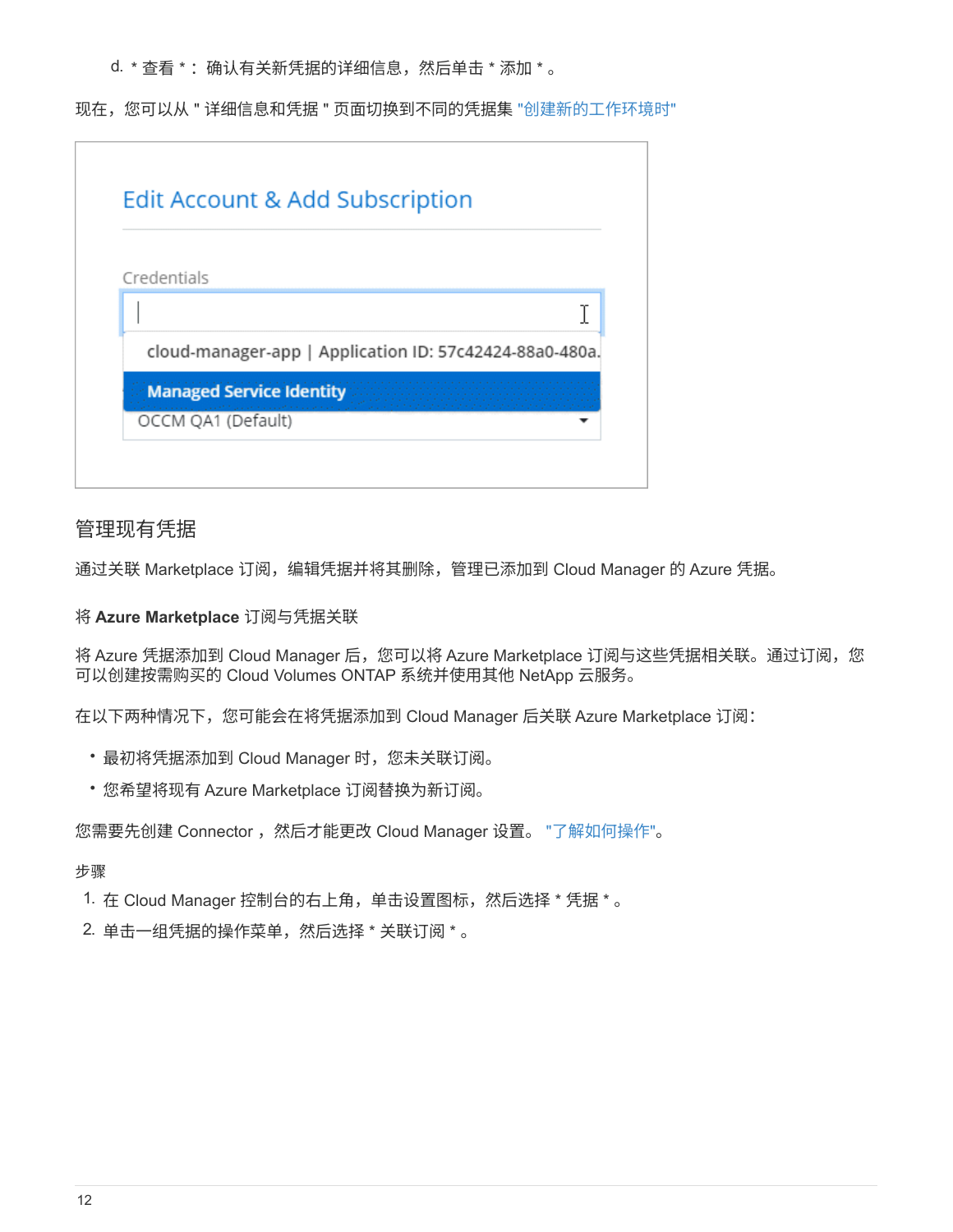d. * 查看 * ：确认有关新凭据的详细信息，然后单击 * 添加 * 。

现在，您可以从 " 详细信息和凭据 " 页面切换到不同的凭据集 "创建新的工作环境时"

## 管理现有凭据

通过关联 Marketplace 订阅，编辑凭据并将其删除，管理已添加到 Cloud Manager 的 Azure 凭据。

### 将 **Azure Marketplace** 订阅与凭据关联

将 Azure 凭据添加到 Cloud Manager 后，您可以将 Azure Marketplace 订阅与这些凭据相关联。通过订阅，您可以创建按需购买的 Cloud Volumes ONTAP 系统并使用其他 NetApp 云服务。

在以下两种情况下，您可能会在将凭据添加到 Cloud Manager 后关联 Azure Marketplace 订阅：

- 最初将凭据添加到 Cloud Manager 时，您未关联订阅。
- 您希望将现有 Azure Marketplace 订阅替换为新订阅。

您需要先创建 Connector ，然后才能更改 Cloud Manager 设置。 "了解如何操作"。

步骤

1. 在 Cloud Manager 控制台的右上角，单击设置图标，然后选择 * 凭据 * 。
2. 单击一组凭据的操作菜单，然后选择 * 关联订阅 * 。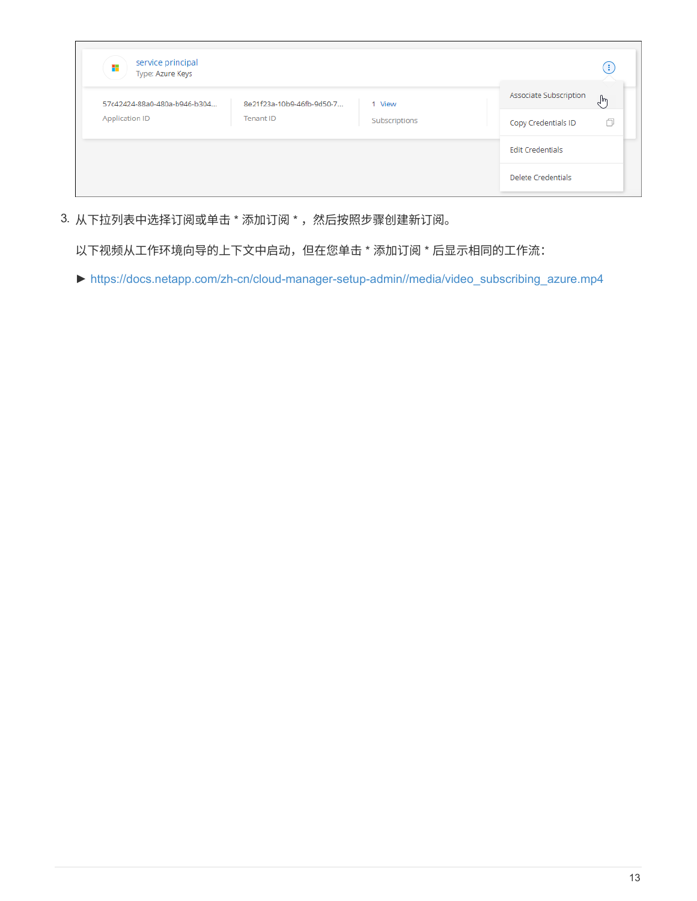3. 从下拉列表中选择订阅或单击 * 添加订阅 * ，然后按照步骤创建新订阅。

   以下视频从工作环境向导的上下文中启动，但在您单击 * 添加订阅 * 后显示相同的工作流：

   ► https://docs.netapp.com/zh-cn/cloud-manager-setup-admin//media/video_subscribing_azure.mp4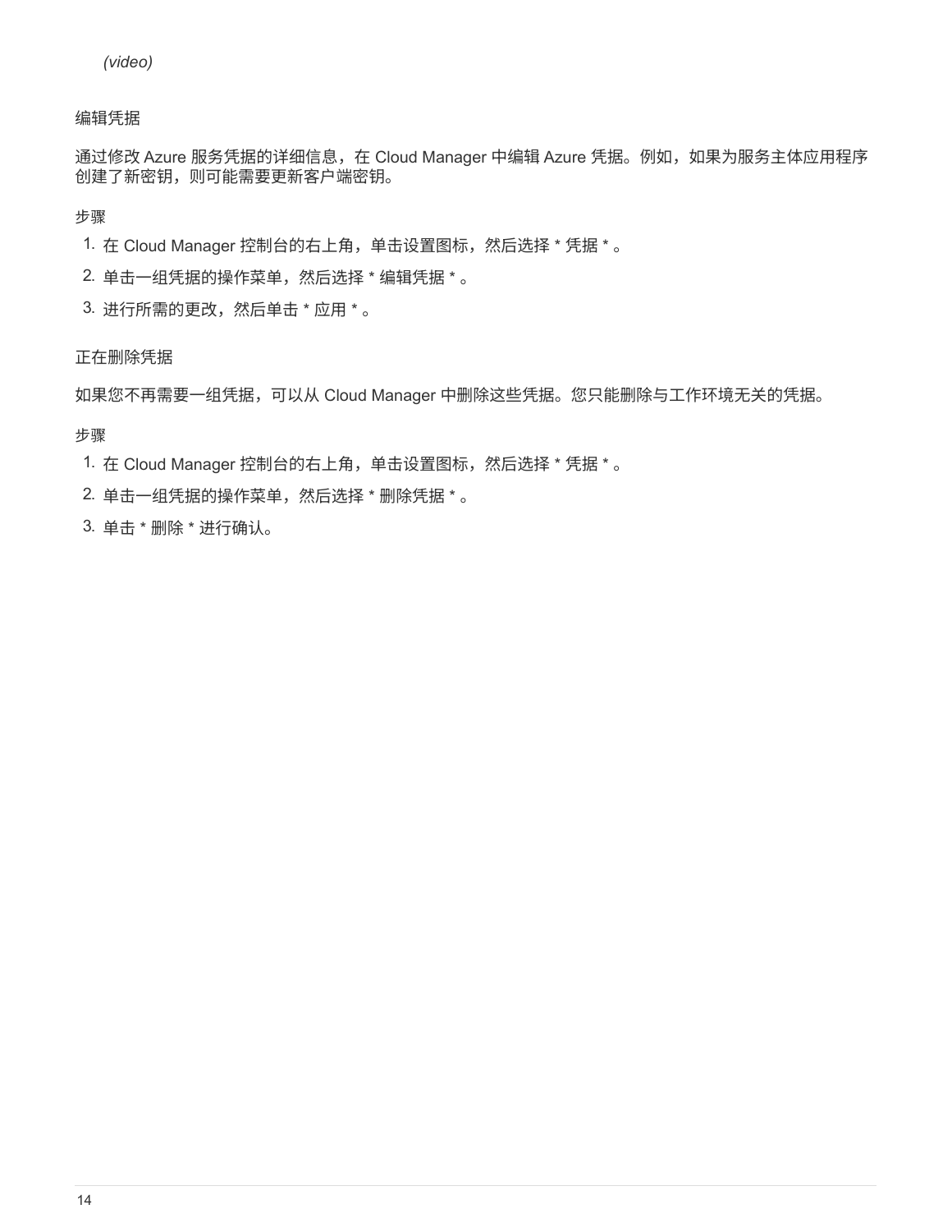*(video)*

## 编辑凭据

通过修改 Azure 服务凭据的详细信息，在 Cloud Manager 中编辑 Azure 凭据。例如，如果为服务主体应用程序创建了新密钥，则可能需要更新客户端密钥。

### 步骤

1. 在 Cloud Manager 控制台的右上角，单击设置图标，然后选择 * 凭据 * 。
2. 单击一组凭据的操作菜单，然后选择 * 编辑凭据 * 。
3. 进行所需的更改，然后单击 * 应用 * 。

## 正在删除凭据

如果您不再需要一组凭据，可以从 Cloud Manager 中删除这些凭据。您只能删除与工作环境无关的凭据。

### 步骤

1. 在 Cloud Manager 控制台的右上角，单击设置图标，然后选择 * 凭据 * 。
2. 单击一组凭据的操作菜单，然后选择 * 删除凭据 * 。
3. 单击 * 删除 * 进行确认。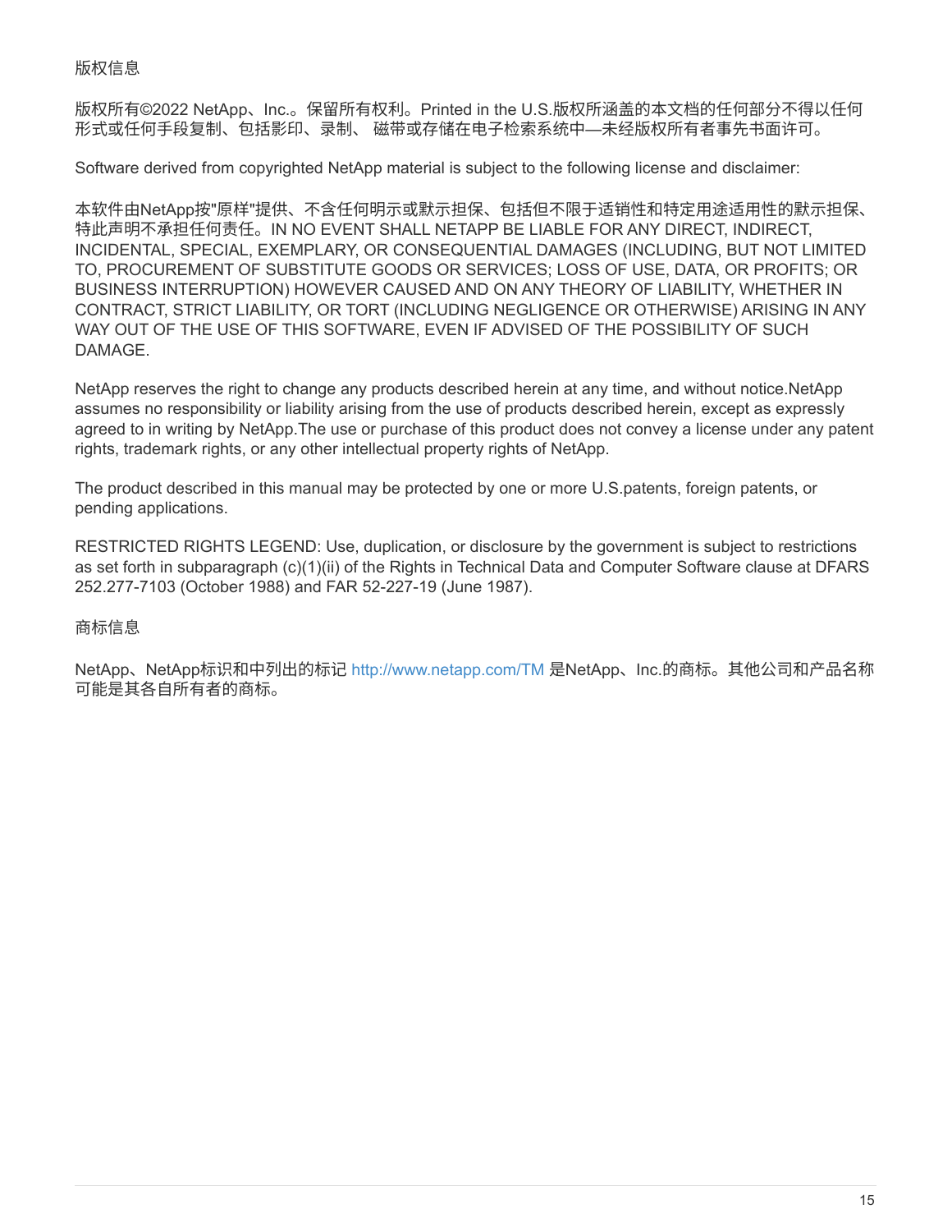版权信息

版权所有©2022 NetApp、Inc.。保留所有权利。Printed in the U.S.版权所涵盖的本文档的任何部分不得以任何形式或任何手段复制、包括影印、录制、 磁带或存储在电子检索系统中—未经版权所有者事先书面许可。

Software derived from copyrighted NetApp material is subject to the following license and disclaimer:

本软件由NetApp按"原样"提供、不含任何明示或默示担保、包括但不限于适销性和特定用途适用性的默示担保、特此声明不承担任何责任。IN NO EVENT SHALL NETAPP BE LIABLE FOR ANY DIRECT, INDIRECT, INCIDENTAL, SPECIAL, EXEMPLARY, OR CONSEQUENTIAL DAMAGES (INCLUDING, BUT NOT LIMITED TO, PROCUREMENT OF SUBSTITUTE GOODS OR SERVICES; LOSS OF USE, DATA, OR PROFITS; OR BUSINESS INTERRUPTION) HOWEVER CAUSED AND ON ANY THEORY OF LIABILITY, WHETHER IN CONTRACT, STRICT LIABILITY, OR TORT (INCLUDING NEGLIGENCE OR OTHERWISE) ARISING IN ANY WAY OUT OF THE USE OF THIS SOFTWARE, EVEN IF ADVISED OF THE POSSIBILITY OF SUCH DAMAGE.

NetApp reserves the right to change any products described herein at any time, and without notice.NetApp assumes no responsibility or liability arising from the use of products described herein, except as expressly agreed to in writing by NetApp.The use or purchase of this product does not convey a license under any patent rights, trademark rights, or any other intellectual property rights of NetApp.

The product described in this manual may be protected by one or more U.S.patents, foreign patents, or pending applications.

RESTRICTED RIGHTS LEGEND: Use, duplication, or disclosure by the government is subject to restrictions as set forth in subparagraph (c)(1)(ii) of the Rights in Technical Data and Computer Software clause at DFARS 252.277-7103 (October 1988) and FAR 52-227-19 (June 1987).

商标信息

NetApp、NetApp标识和中列出的标记 http://www.netapp.com/TM 是NetApp、Inc.的商标。其他公司和产品名称可能是其各自所有者的商标。